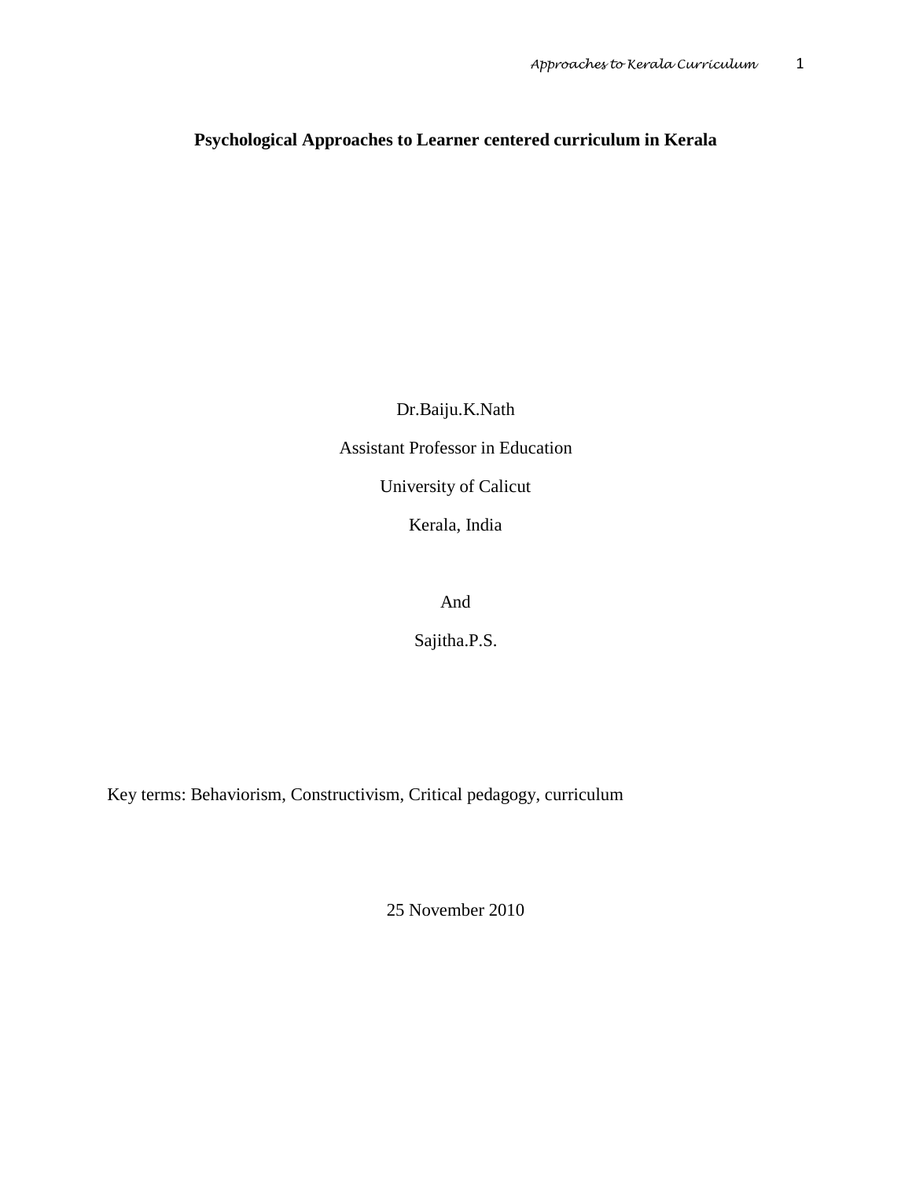# Psychological Approaches to Learner centered curriculum in Kerala

Dr.Baiju.K.Nath

Assistant Professor in Education

University of Calicut

Kerala, India

And

Sajitha.P.S.

Key terms: Behaviorism, Constructivism, Critical pedagogy, curriculum

25 November 2010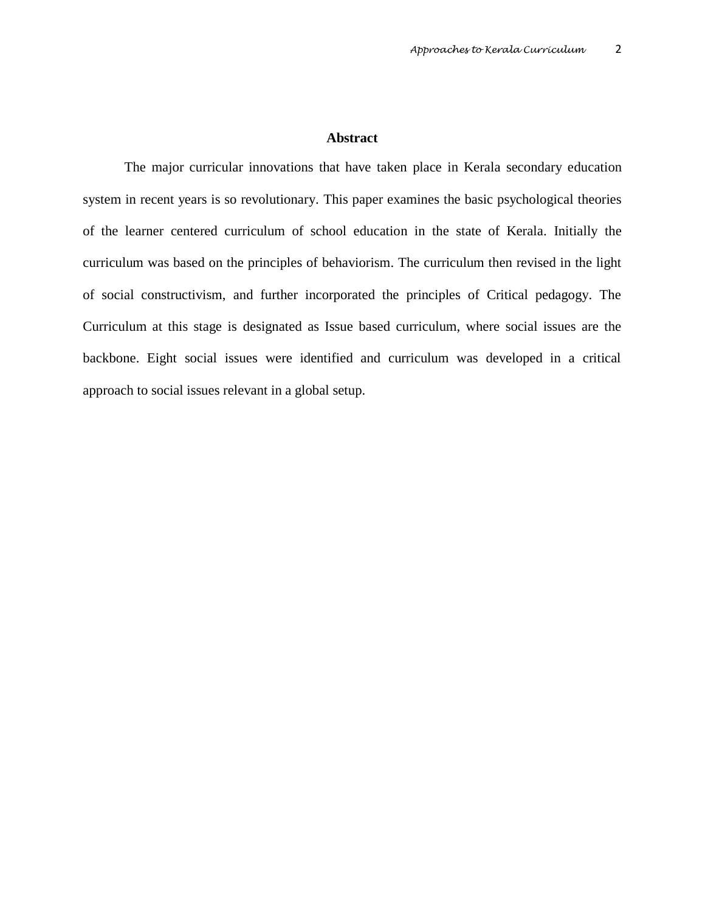## Abstract

The major curricular innovations that have taken place in Kerala secondary education system in recent years is so revolutionary. This paper examines the basic psychological theories of the learner centered curriculum of school education in the state of Kerala. Initially the curriculum was based on the principles of behaviorism. The curriculum then revised in the light of social constructivism, and further incorporated the principles of Critical pedagogy. The Curriculum at this stage is designated as Issue based curriculum, where social issues are the backbone. Eight social issues were identified and curriculum was developed in a critical approach to social issues relevant in a global setup.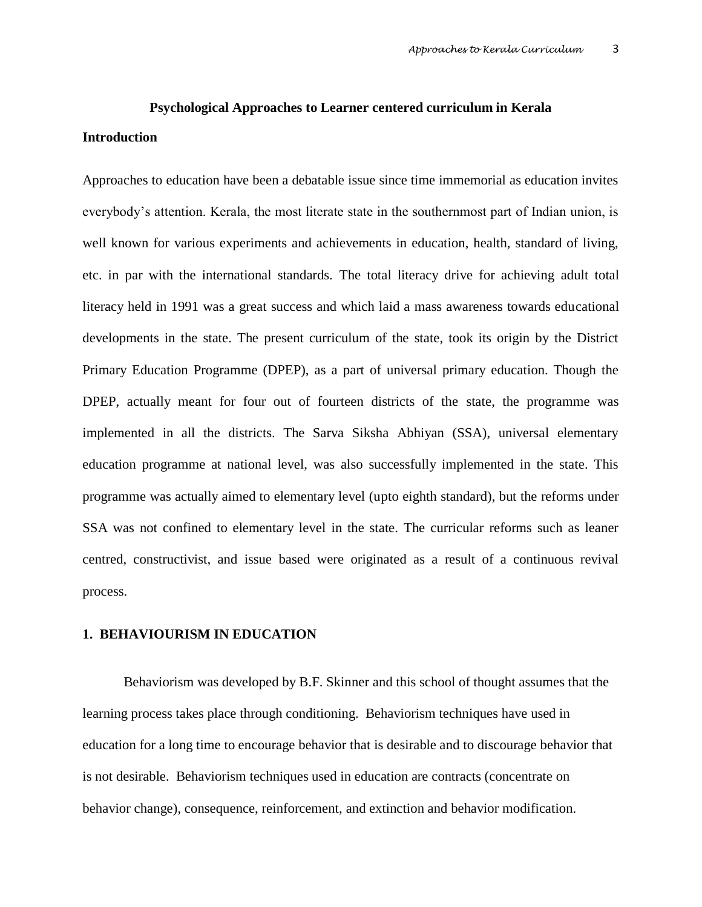## Psychological Approaches to Learner centered curriculum in Kerala

### Introduction

Approaches to education have been a debatable issue since time immemorial as education invites everybody's attention. Kerala, the most literate state in the southernmost part of Indian union, is well known for various experiments and achievements in education, health, standard of living, etc. in par with the international standards. The total literacy drive for achieving adult total literacy held in 1991 was a great success and which laid a mass awareness towards educational developments in the state. The present curriculum of the state, took its origin by the District Primary Education Programme (DPEP), as a part of universal primary education. Though the DPEP, actually meant for four out of fourteen districts of the state, the programme was implemented in all the districts. The Sarva Siksha Abhiyan (SSA), universal elementary education programme at national level, was also successfully implemented in the state. This programme was actually aimed to elementary level (upto eighth standard), but the reforms under SSA was not confined to elementary level in the state. The curricular reforms such as leaner centred, constructivist, and issue based were originated as a result of a continuous revival process.

### 1. BEHAVIOURISM IN EDUCATION

Behaviorism was developed by B.F. Skinner and this school of thought assumes that the learning process takes place through conditioning. Behaviorism techniques have used in education for a long time to encourage behavior that is desirable and to discourage behavior that is not desirable. Behaviorism techniques used in education are contracts (concentrate on behavior change), consequence, reinforcement, and extinction and behavior modification.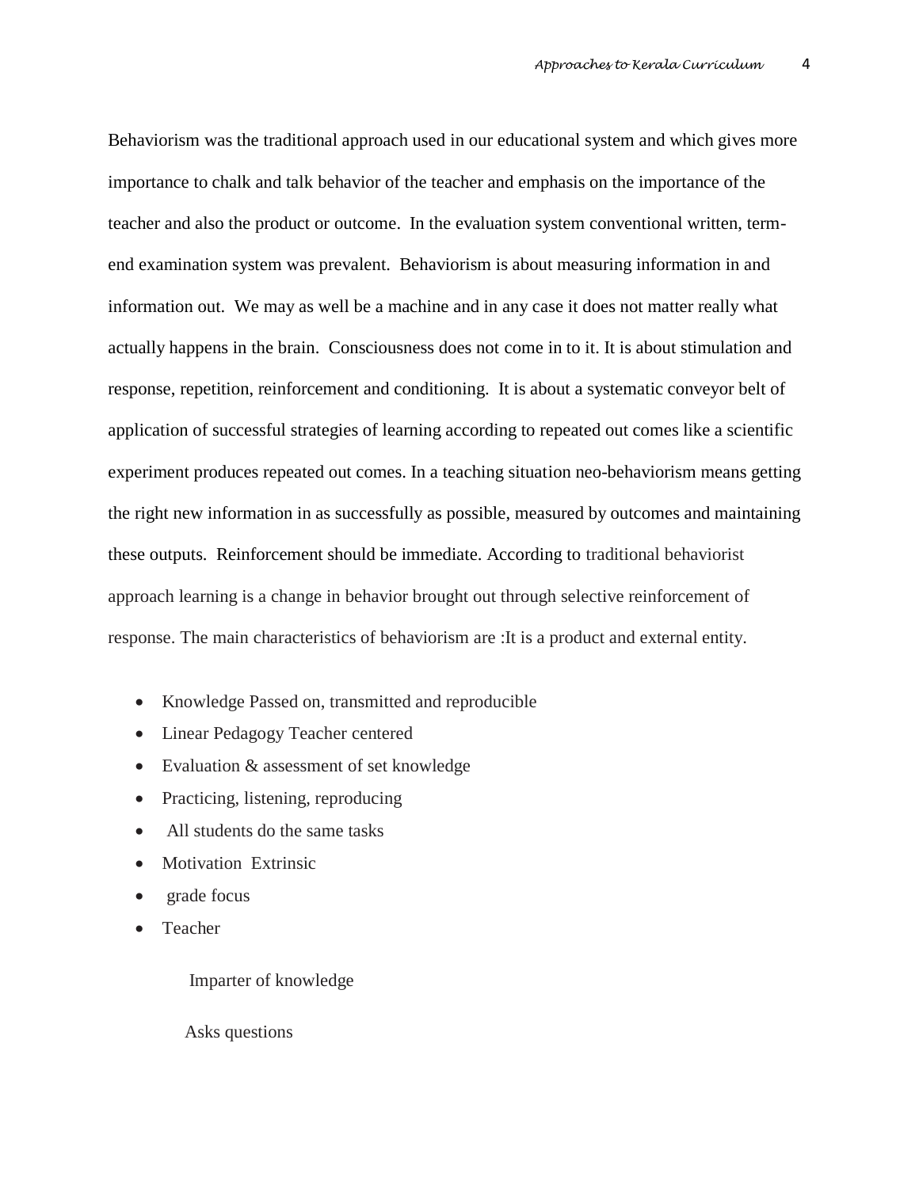Behaviorism was the traditional approach used in our educational system and which gives more importance to chalk and talk behavior of the teacher and emphasis on the importance of the teacher and also the product or outcome. In the evaluation system conventional written, term-end examination system was prevalent. Behaviorism is about measuring information in and information out. We may as well be a machine and in any case it does not matter really what actually happens in the brain. Consciousness does not come in to it. It is about stimulation and response, repetition, reinforcement and conditioning. It is about a systematic conveyor belt of application of successful strategies of learning according to repeated out comes like a scientific experiment produces repeated out comes. In a teaching situation neo-behaviorism means getting the right new information in as successfully as possible, measured by outcomes and maintaining these outputs. Reinforcement should be immediate. According to traditional behaviorist approach learning is a change in behavior brought out through selective reinforcement of response. The main characteristics of behaviorism are :It is a product and external entity.

- Knowledge Passed on, transmitted and reproducible
- Linear Pedagogy Teacher centered
- Evaluation & assessment of set knowledge
- Practicing, listening, reproducing
- All students do the same tasks
- Motivation Extrinsic
- grade focus
- Teacher

  Imparter of knowledge

  Asks questions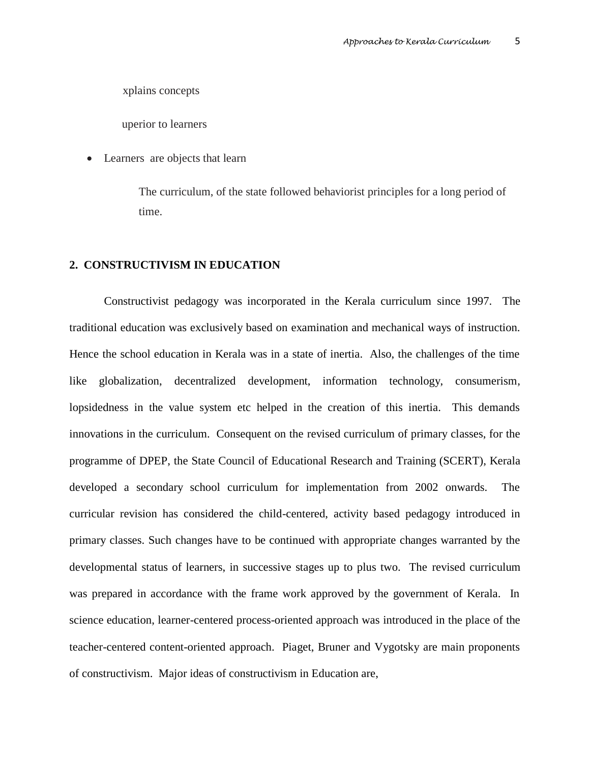xplains concepts

uperior to learners

- Learners are objects that learn

The curriculum, of the state followed behaviorist principles for a long period of time.

## 2. CONSTRUCTIVISM IN EDUCATION

Constructivist pedagogy was incorporated in the Kerala curriculum since 1997. The traditional education was exclusively based on examination and mechanical ways of instruction. Hence the school education in Kerala was in a state of inertia. Also, the challenges of the time like globalization, decentralized development, information technology, consumerism, lopsidedness in the value system etc helped in the creation of this inertia. This demands innovations in the curriculum. Consequent on the revised curriculum of primary classes, for the programme of DPEP, the State Council of Educational Research and Training (SCERT), Kerala developed a secondary school curriculum for implementation from 2002 onwards. The curricular revision has considered the child-centered, activity based pedagogy introduced in primary classes. Such changes have to be continued with appropriate changes warranted by the developmental status of learners, in successive stages up to plus two. The revised curriculum was prepared in accordance with the frame work approved by the government of Kerala. In science education, learner-centered process-oriented approach was introduced in the place of the teacher-centered content-oriented approach. Piaget, Bruner and Vygotsky are main proponents of constructivism. Major ideas of constructivism in Education are,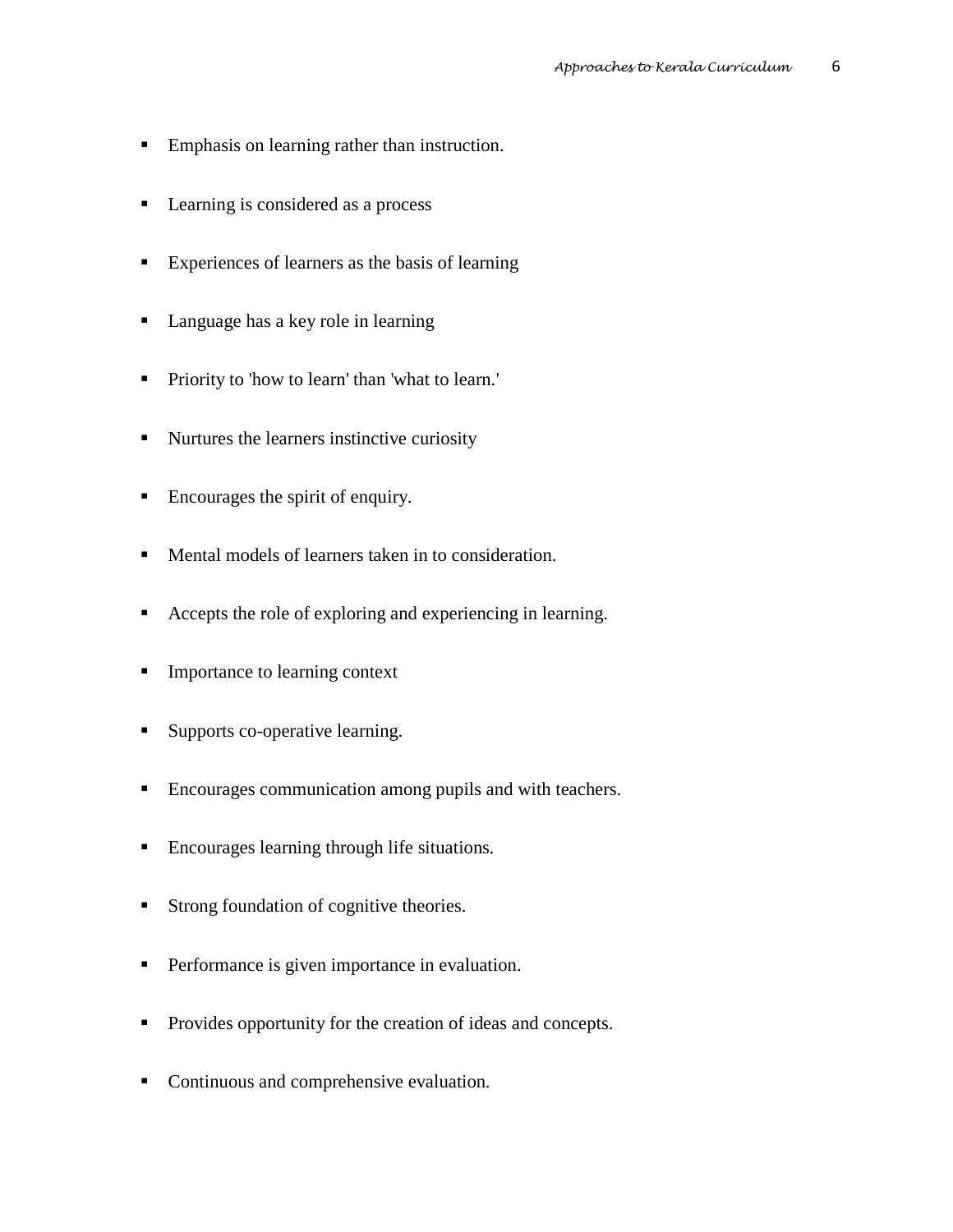- Emphasis on learning rather than instruction.
- Learning is considered as a process
- Experiences of learners as the basis of learning
- Language has a key role in learning
- Priority to 'how to learn' than 'what to learn.'
- Nurtures the learners instinctive curiosity
- Encourages the spirit of enquiry.
- Mental models of learners taken in to consideration.
- Accepts the role of exploring and experiencing in learning.
- Importance to learning context
- Supports co-operative learning.
- Encourages communication among pupils and with teachers.
- Encourages learning through life situations.
- Strong foundation of cognitive theories.
- Performance is given importance in evaluation.
- Provides opportunity for the creation of ideas and concepts.
- Continuous and comprehensive evaluation.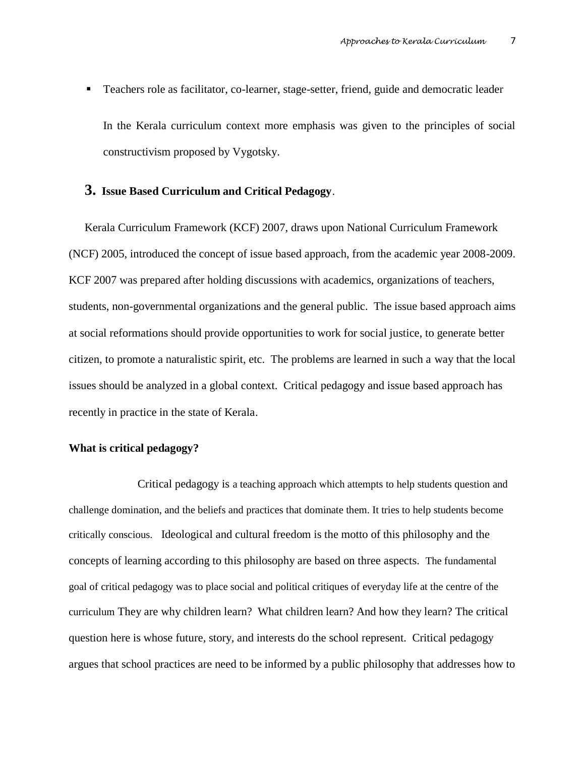- Teachers role as facilitator, co-learner, stage-setter, friend, guide and democratic leader

  In the Kerala curriculum context more emphasis was given to the principles of social constructivism proposed by Vygotsky.

## 3. Issue Based Curriculum and Critical Pedagogy.

Kerala Curriculum Framework (KCF) 2007, draws upon National Curriculum Framework (NCF) 2005, introduced the concept of issue based approach, from the academic year 2008-2009. KCF 2007 was prepared after holding discussions with academics, organizations of teachers, students, non-governmental organizations and the general public. The issue based approach aims at social reformations should provide opportunities to work for social justice, to generate better citizen, to promote a naturalistic spirit, etc. The problems are learned in such a way that the local issues should be analyzed in a global context. Critical pedagogy and issue based approach has recently in practice in the state of Kerala.

**What is critical pedagogy?**

Critical pedagogy is a teaching approach which attempts to help students question and challenge domination, and the beliefs and practices that dominate them. It tries to help students become critically conscious. Ideological and cultural freedom is the motto of this philosophy and the concepts of learning according to this philosophy are based on three aspects. The fundamental goal of critical pedagogy was to place social and political critiques of everyday life at the centre of the curriculum They are why children learn? What children learn? And how they learn? The critical question here is whose future, story, and interests do the school represent. Critical pedagogy argues that school practices are need to be informed by a public philosophy that addresses how to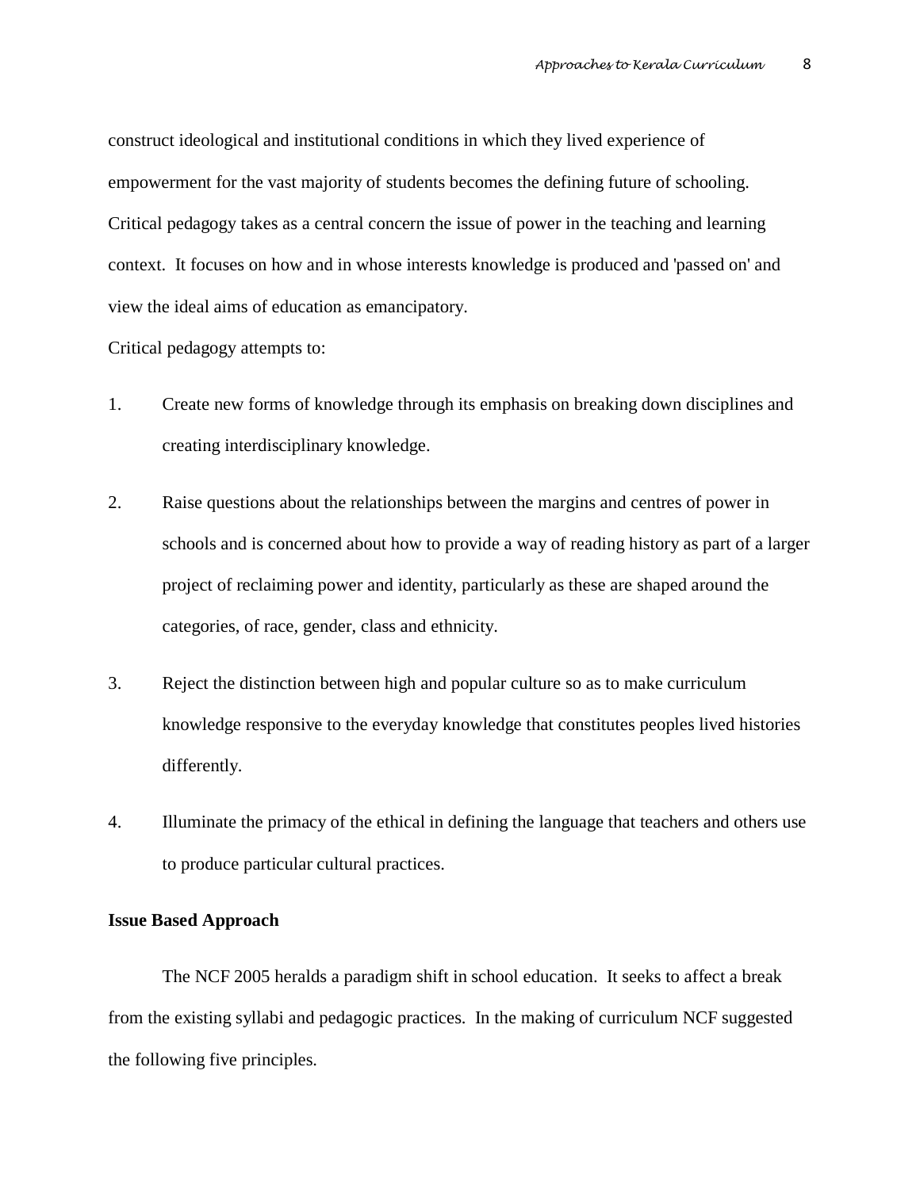construct ideological and institutional conditions in which they lived experience of empowerment for the vast majority of students becomes the defining future of schooling. Critical pedagogy takes as a central concern the issue of power in the teaching and learning context. It focuses on how and in whose interests knowledge is produced and 'passed on' and view the ideal aims of education as emancipatory.

Critical pedagogy attempts to:

1. Create new forms of knowledge through its emphasis on breaking down disciplines and creating interdisciplinary knowledge.

2. Raise questions about the relationships between the margins and centres of power in schools and is concerned about how to provide a way of reading history as part of a larger project of reclaiming power and identity, particularly as these are shaped around the categories, of race, gender, class and ethnicity.

3. Reject the distinction between high and popular culture so as to make curriculum knowledge responsive to the everyday knowledge that constitutes peoples lived histories differently.

4. Illuminate the primacy of the ethical in defining the language that teachers and others use to produce particular cultural practices.

**Issue Based Approach**

The NCF 2005 heralds a paradigm shift in school education. It seeks to affect a break from the existing syllabi and pedagogic practices. In the making of curriculum NCF suggested the following five principles.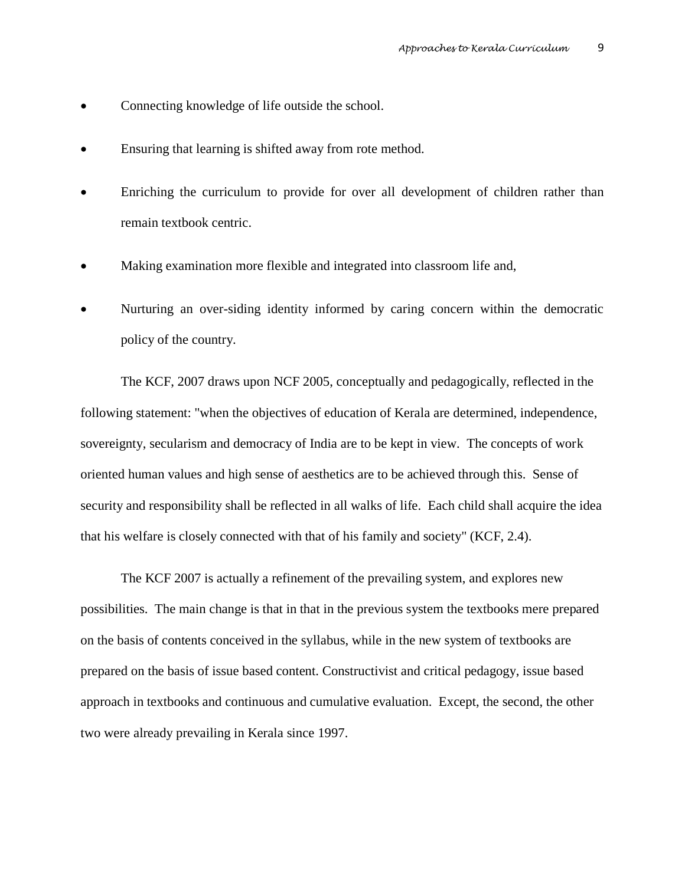- Connecting knowledge of life outside the school.
- Ensuring that learning is shifted away from rote method.
- Enriching the curriculum to provide for over all development of children rather than remain textbook centric.
- Making examination more flexible and integrated into classroom life and,
- Nurturing an over-siding identity informed by caring concern within the democratic policy of the country.

The KCF, 2007 draws upon NCF 2005, conceptually and pedagogically, reflected in the following statement: "when the objectives of education of Kerala are determined, independence, sovereignty, secularism and democracy of India are to be kept in view. The concepts of work oriented human values and high sense of aesthetics are to be achieved through this. Sense of security and responsibility shall be reflected in all walks of life. Each child shall acquire the idea that his welfare is closely connected with that of his family and society" (KCF, 2.4).

The KCF 2007 is actually a refinement of the prevailing system, and explores new possibilities. The main change is that in that in the previous system the textbooks mere prepared on the basis of contents conceived in the syllabus, while in the new system of textbooks are prepared on the basis of issue based content. Constructivist and critical pedagogy, issue based approach in textbooks and continuous and cumulative evaluation. Except, the second, the other two were already prevailing in Kerala since 1997.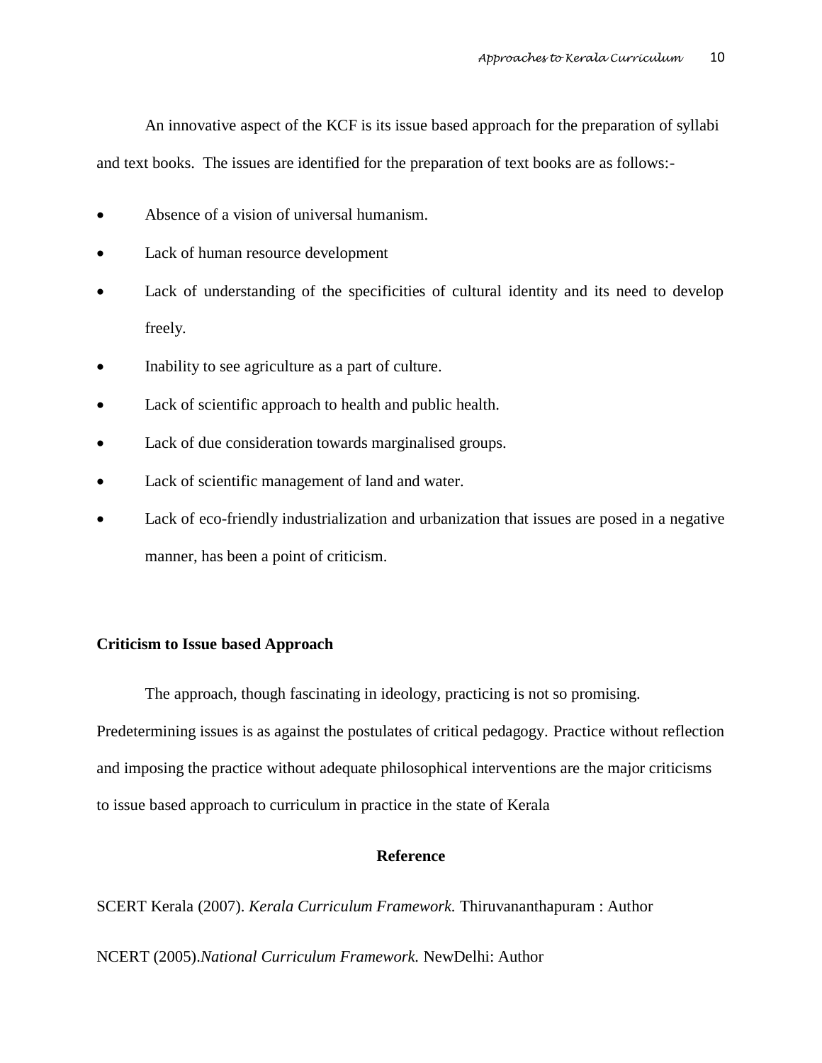An innovative aspect of the KCF is its issue based approach for the preparation of syllabi and text books. The issues are identified for the preparation of text books are as follows:-

- Absence of a vision of universal humanism.
- Lack of human resource development
- Lack of understanding of the specificities of cultural identity and its need to develop freely.
- Inability to see agriculture as a part of culture.
- Lack of scientific approach to health and public health.
- Lack of due consideration towards marginalised groups.
- Lack of scientific management of land and water.
- Lack of eco-friendly industrialization and urbanization that issues are posed in a negative manner, has been a point of criticism.

**Criticism to Issue based Approach**

The approach, though fascinating in ideology, practicing is not so promising. Predetermining issues is as against the postulates of critical pedagogy. Practice without reflection and imposing the practice without adequate philosophical interventions are the major criticisms to issue based approach to curriculum in practice in the state of Kerala

## Reference

SCERT Kerala (2007). *Kerala Curriculum Framework.* Thiruvananthapuram : Author

NCERT (2005).*National Curriculum Framework.* NewDelhi: Author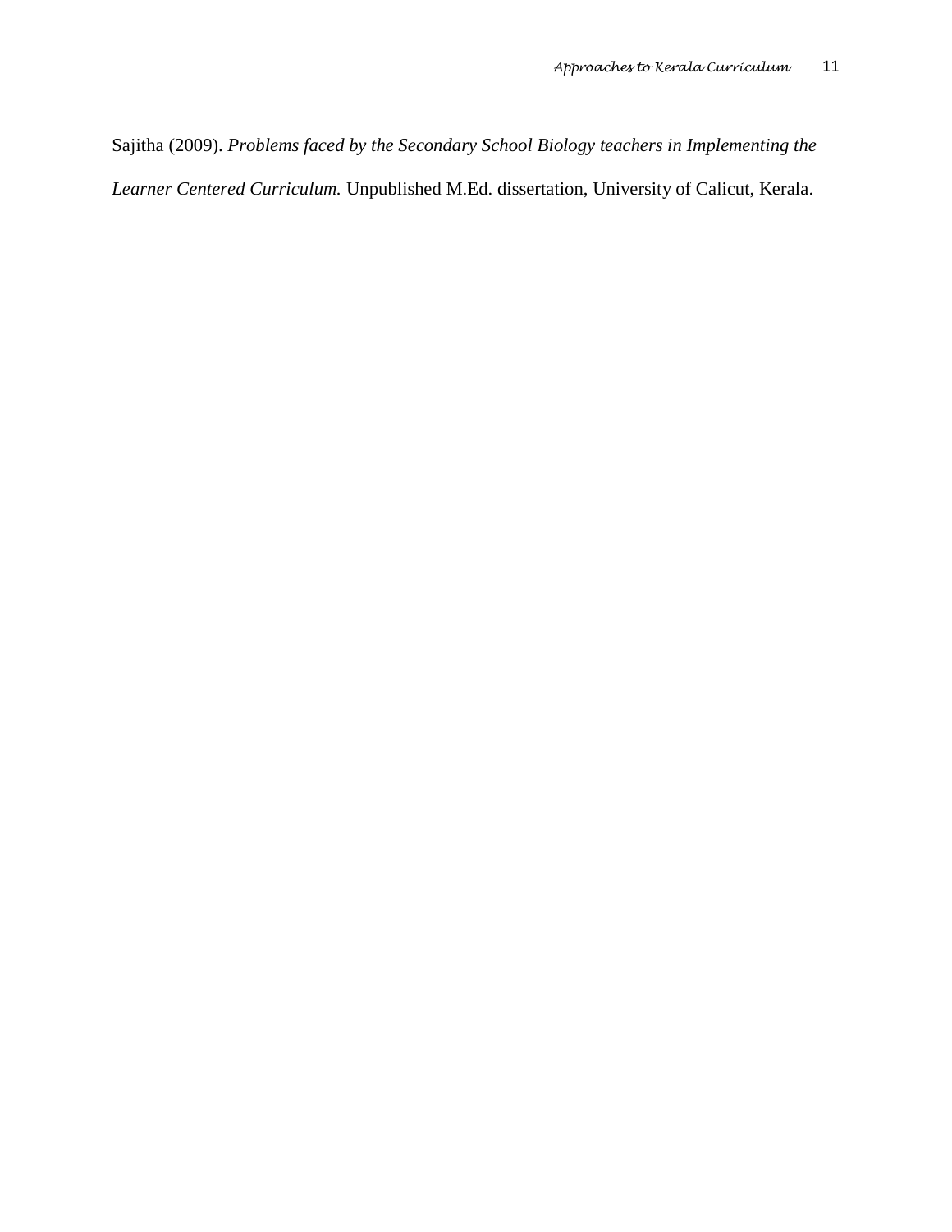Sajitha (2009). *Problems faced by the Secondary School Biology teachers in Implementing the Learner Centered Curriculum.* Unpublished M.Ed. dissertation, University of Calicut, Kerala.